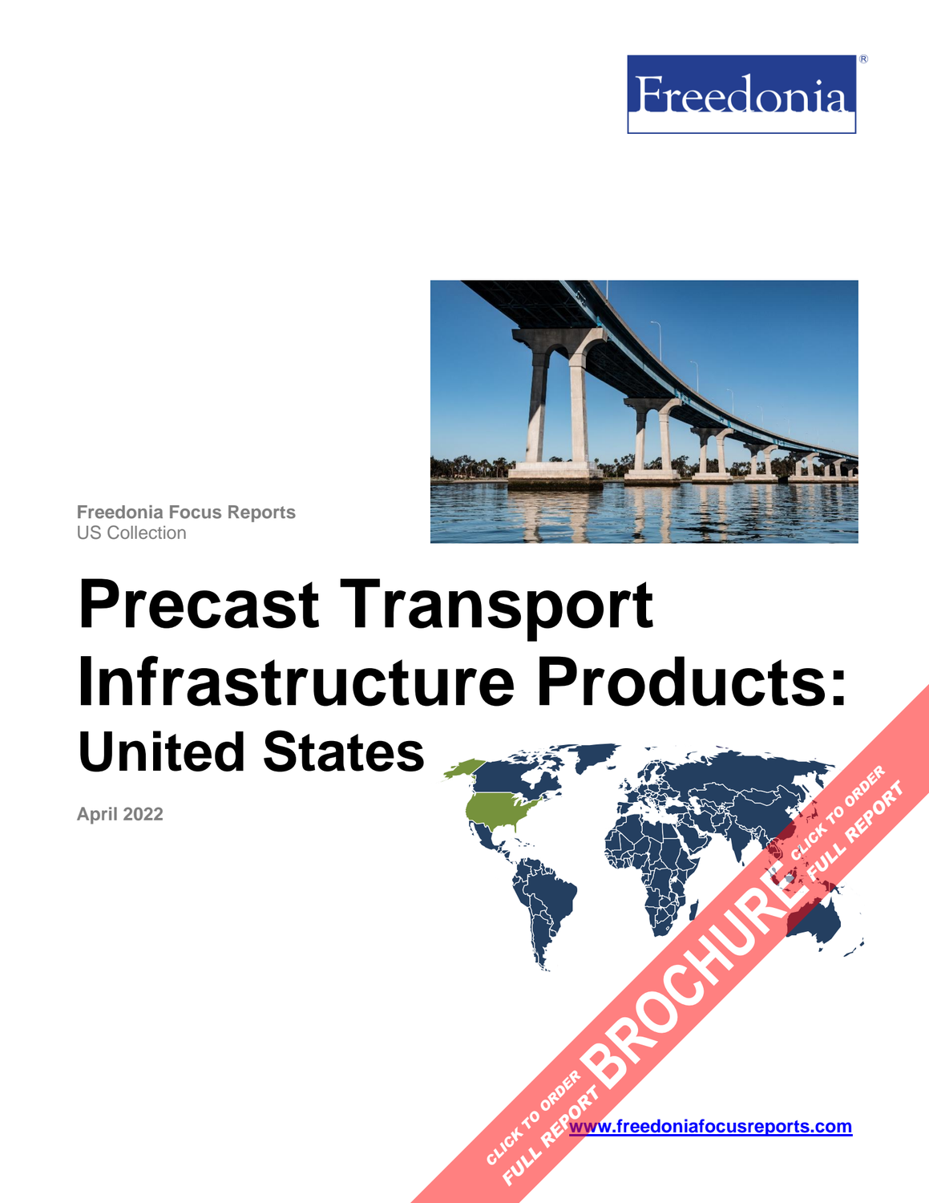Freedonia

Freedonia Focus Reports
US Collection

# Precast Transport Infrastructure Products:

## United States

April 2022

CLICK TO ORDER FULL REPORT BROCHURE CLICK TO ORDER FULL REPORT

www.freedoniafocusreports.com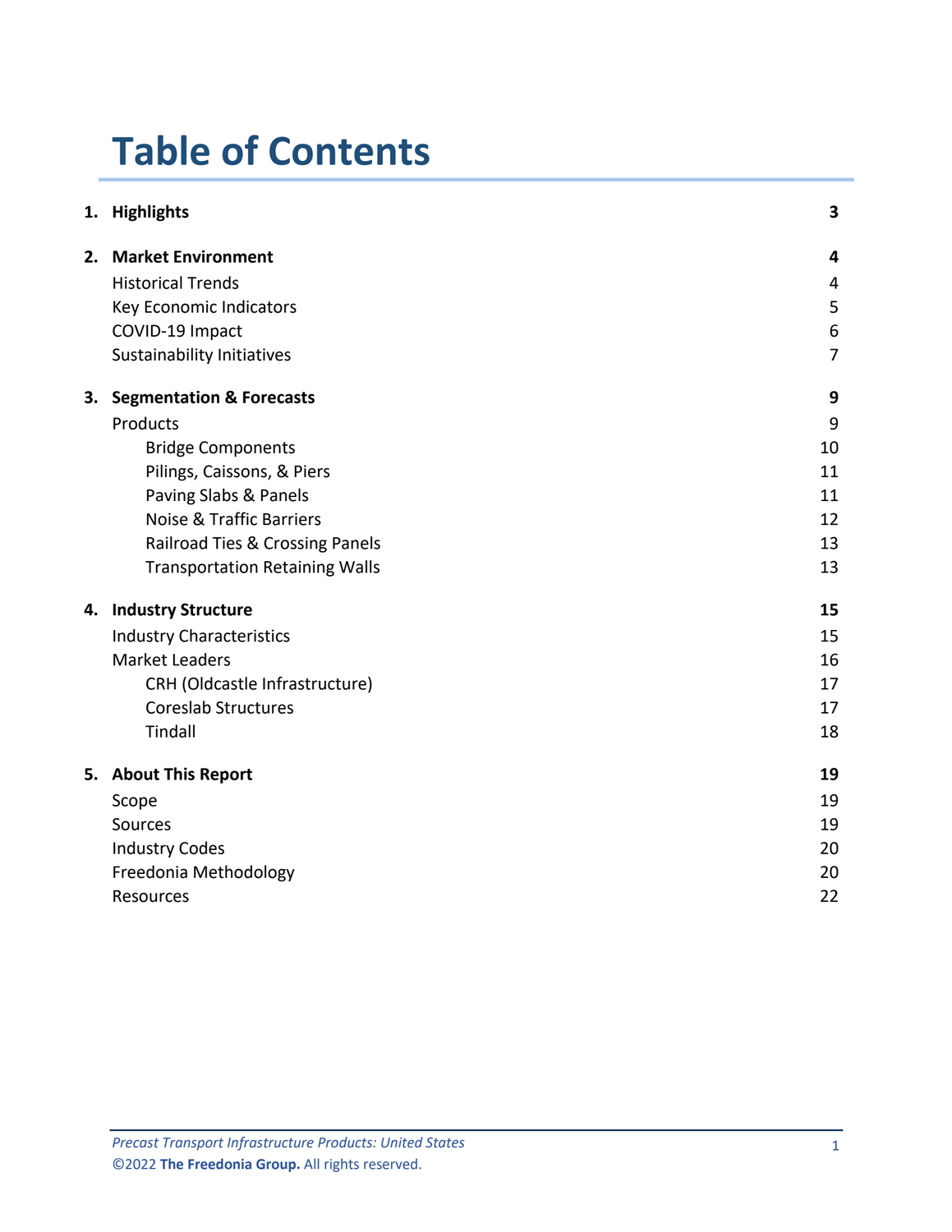# Table of Contents

| | |
|---|---|
| **1. Highlights** | **3** |
| **2. Market Environment** | **4** |
| Historical Trends | 4 |
| Key Economic Indicators | 5 |
| COVID-19 Impact | 6 |
| Sustainability Initiatives | 7 |
| **3. Segmentation & Forecasts** | **9** |
| Products | 9 |
| Bridge Components | 10 |
| Pilings, Caissons, & Piers | 11 |
| Paving Slabs & Panels | 11 |
| Noise & Traffic Barriers | 12 |
| Railroad Ties & Crossing Panels | 13 |
| Transportation Retaining Walls | 13 |
| **4. Industry Structure** | **15** |
| Industry Characteristics | 15 |
| Market Leaders | 16 |
| CRH (Oldcastle Infrastructure) | 17 |
| Coreslab Structures | 17 |
| Tindall | 18 |
| **5. About This Report** | **19** |
| Scope | 19 |
| Sources | 19 |
| Industry Codes | 20 |
| Freedonia Methodology | 20 |
| Resources | 22 |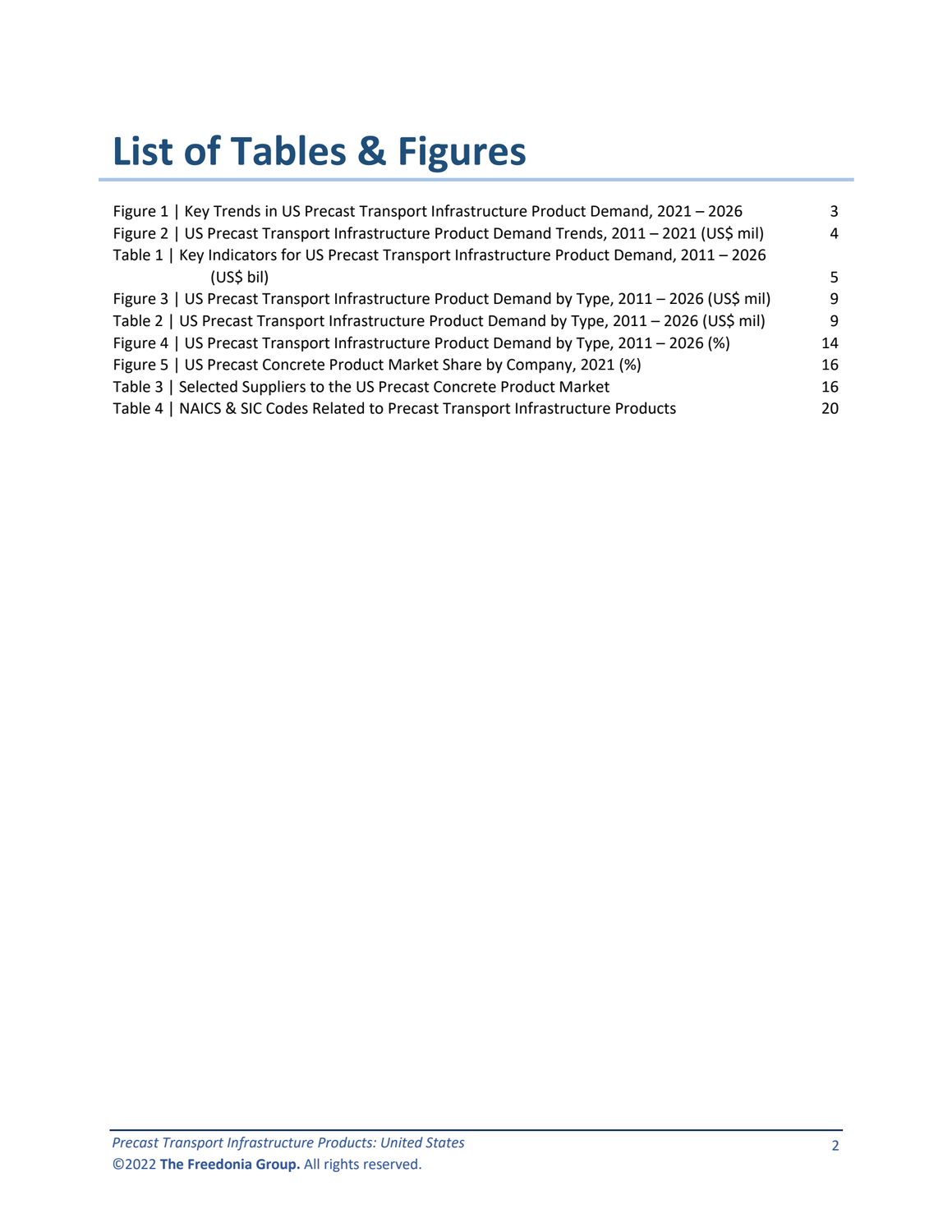# List of Tables & Figures

Figure 1 | Key Trends in US Precast Transport Infrastructure Product Demand, 2021 – 2026 3

Figure 2 | US Precast Transport Infrastructure Product Demand Trends, 2011 – 2021 (US$ mil) 4

Table 1 | Key Indicators for US Precast Transport Infrastructure Product Demand, 2011 – 2026 (US$ bil) 5

Figure 3 | US Precast Transport Infrastructure Product Demand by Type, 2011 – 2026 (US$ mil) 9

Table 2 | US Precast Transport Infrastructure Product Demand by Type, 2011 – 2026 (US$ mil) 9

Figure 4 | US Precast Transport Infrastructure Product Demand by Type, 2011 – 2026 (%) 14

Figure 5 | US Precast Concrete Product Market Share by Company, 2021 (%) 16

Table 3 | Selected Suppliers to the US Precast Concrete Product Market 16

Table 4 | NAICS & SIC Codes Related to Precast Transport Infrastructure Products 20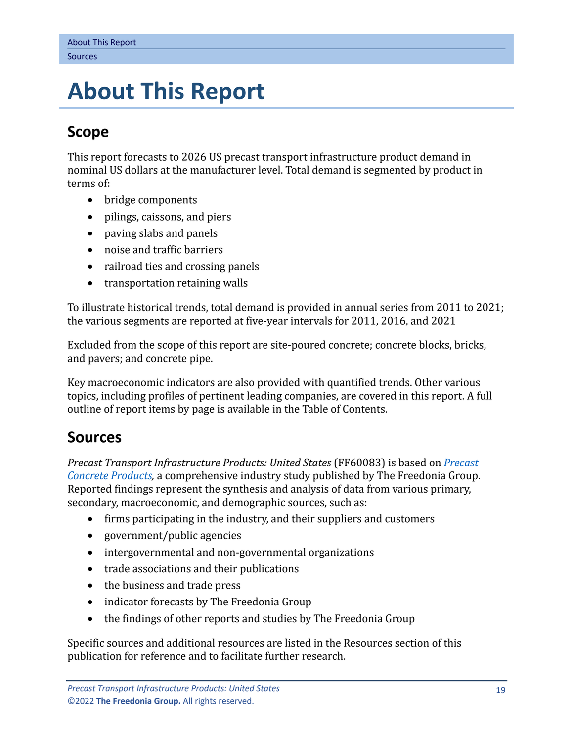# About This Report

## Scope

This report forecasts to 2026 US precast transport infrastructure product demand in nominal US dollars at the manufacturer level. Total demand is segmented by product in terms of:

- bridge components
- pilings, caissons, and piers
- paving slabs and panels
- noise and traffic barriers
- railroad ties and crossing panels
- transportation retaining walls

To illustrate historical trends, total demand is provided in annual series from 2011 to 2021; the various segments are reported at five-year intervals for 2011, 2016, and 2021

Excluded from the scope of this report are site-poured concrete; concrete blocks, bricks, and pavers; and concrete pipe.

Key macroeconomic indicators are also provided with quantified trends. Other various topics, including profiles of pertinent leading companies, are covered in this report. A full outline of report items by page is available in the Table of Contents.

## Sources

*Precast Transport Infrastructure Products: United States* (FF60083) is based on *Precast Concrete Products,* a comprehensive industry study published by The Freedonia Group. Reported findings represent the synthesis and analysis of data from various primary, secondary, macroeconomic, and demographic sources, such as:

- firms participating in the industry, and their suppliers and customers
- government/public agencies
- intergovernmental and non-governmental organizations
- trade associations and their publications
- the business and trade press
- indicator forecasts by The Freedonia Group
- the findings of other reports and studies by The Freedonia Group

Specific sources and additional resources are listed in the Resources section of this publication for reference and to facilitate further research.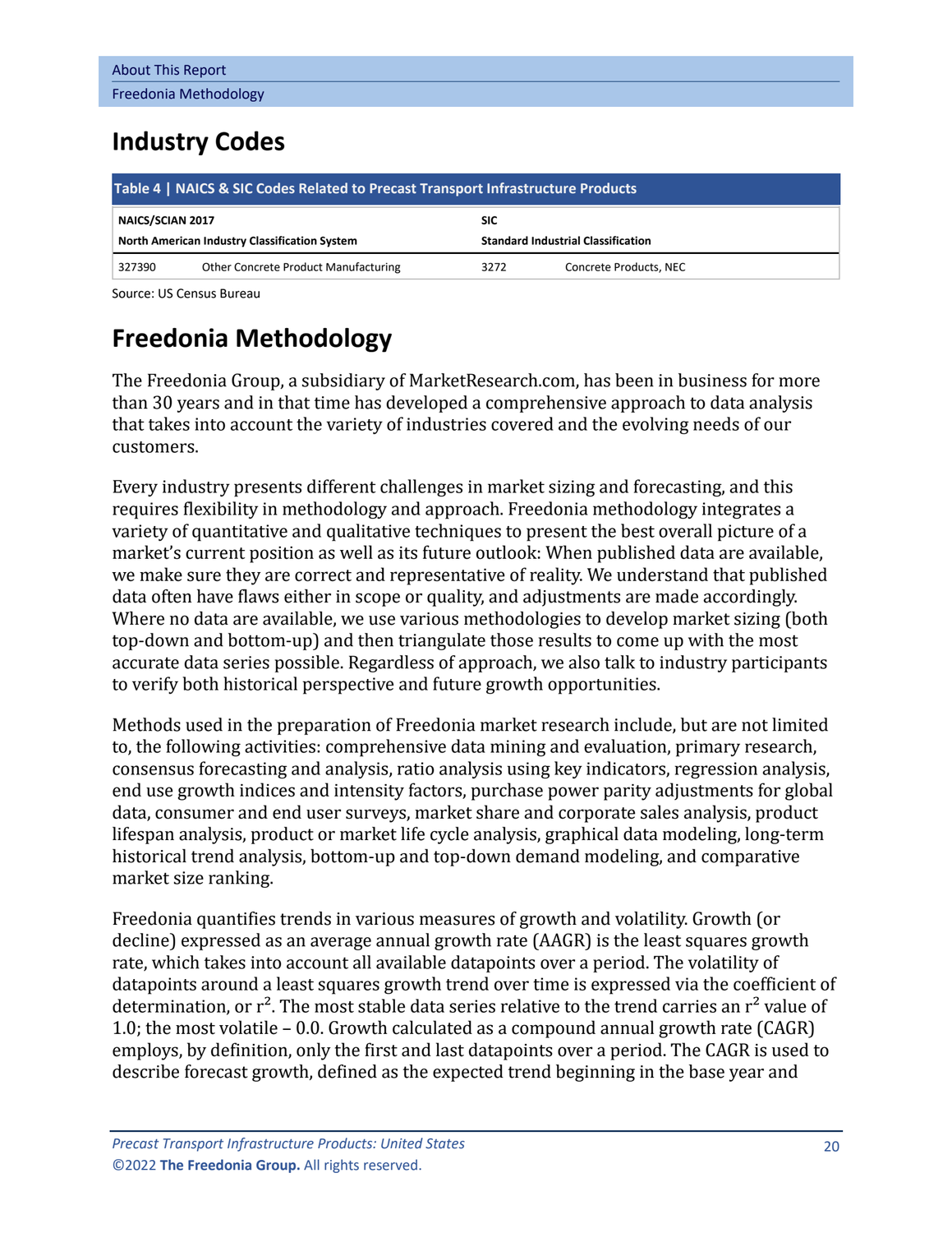## Industry Codes

**Table 4 | NAICS & SIC Codes Related to Precast Transport Infrastructure Products**

| NAICS/SCIAN 2017 North American Industry Classification System | | SIC Standard Industrial Classification | |
|---|---|---|---|
| 327390 | Other Concrete Product Manufacturing | 3272 | Concrete Products, NEC |

Source: US Census Bureau

## Freedonia Methodology

The Freedonia Group, a subsidiary of MarketResearch.com, has been in business for more than 30 years and in that time has developed a comprehensive approach to data analysis that takes into account the variety of industries covered and the evolving needs of our customers.

Every industry presents different challenges in market sizing and forecasting, and this requires flexibility in methodology and approach. Freedonia methodology integrates a variety of quantitative and qualitative techniques to present the best overall picture of a market's current position as well as its future outlook: When published data are available, we make sure they are correct and representative of reality. We understand that published data often have flaws either in scope or quality, and adjustments are made accordingly. Where no data are available, we use various methodologies to develop market sizing (both top-down and bottom-up) and then triangulate those results to come up with the most accurate data series possible. Regardless of approach, we also talk to industry participants to verify both historical perspective and future growth opportunities.

Methods used in the preparation of Freedonia market research include, but are not limited to, the following activities: comprehensive data mining and evaluation, primary research, consensus forecasting and analysis, ratio analysis using key indicators, regression analysis, end use growth indices and intensity factors, purchase power parity adjustments for global data, consumer and end user surveys, market share and corporate sales analysis, product lifespan analysis, product or market life cycle analysis, graphical data modeling, long-term historical trend analysis, bottom-up and top-down demand modeling, and comparative market size ranking.

Freedonia quantifies trends in various measures of growth and volatility. Growth (or decline) expressed as an average annual growth rate (AAGR) is the least squares growth rate, which takes into account all available datapoints over a period. The volatility of datapoints around a least squares growth trend over time is expressed via the coefficient of determination, or $r^2$. The most stable data series relative to the trend carries an $r^2$ value of 1.0; the most volatile – 0.0. Growth calculated as a compound annual growth rate (CAGR) employs, by definition, only the first and last datapoints over a period. The CAGR is used to describe forecast growth, defined as the expected trend beginning in the base year and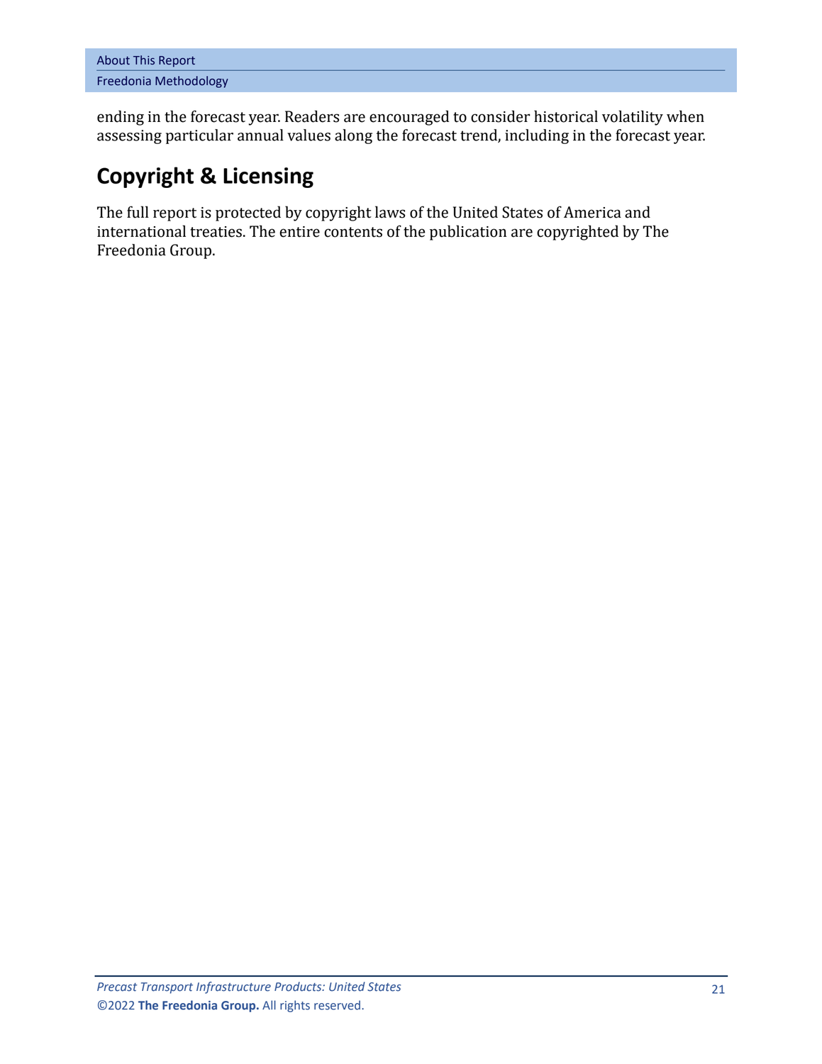ending in the forecast year. Readers are encouraged to consider historical volatility when assessing particular annual values along the forecast trend, including in the forecast year.

## Copyright & Licensing

The full report is protected by copyright laws of the United States of America and international treaties. The entire contents of the publication are copyrighted by The Freedonia Group.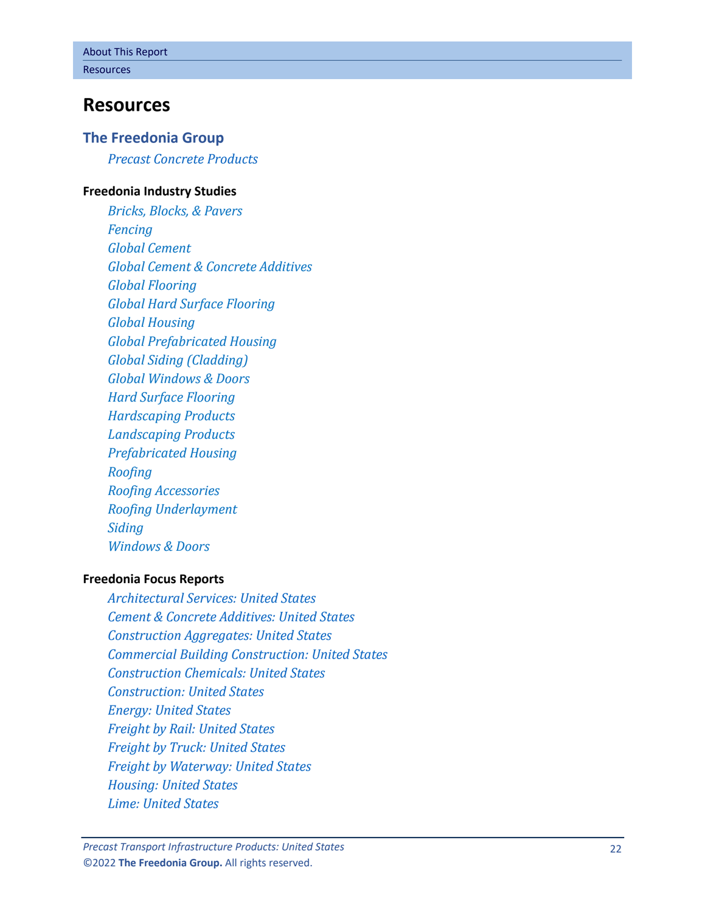# Resources

## The Freedonia Group

*Precast Concrete Products*

**Freedonia Industry Studies**

*Bricks, Blocks, & Pavers*
*Fencing*
*Global Cement*
*Global Cement & Concrete Additives*
*Global Flooring*
*Global Hard Surface Flooring*
*Global Housing*
*Global Prefabricated Housing*
*Global Siding (Cladding)*
*Global Windows & Doors*
*Hard Surface Flooring*
*Hardscaping Products*
*Landscaping Products*
*Prefabricated Housing*
*Roofing*
*Roofing Accessories*
*Roofing Underlayment*
*Siding*
*Windows & Doors*

**Freedonia Focus Reports**

*Architectural Services: United States*
*Cement & Concrete Additives: United States*
*Construction Aggregates: United States*
*Commercial Building Construction: United States*
*Construction Chemicals: United States*
*Construction: United States*
*Energy: United States*
*Freight by Rail: United States*
*Freight by Truck: United States*
*Freight by Waterway: United States*
*Housing: United States*
*Lime: United States*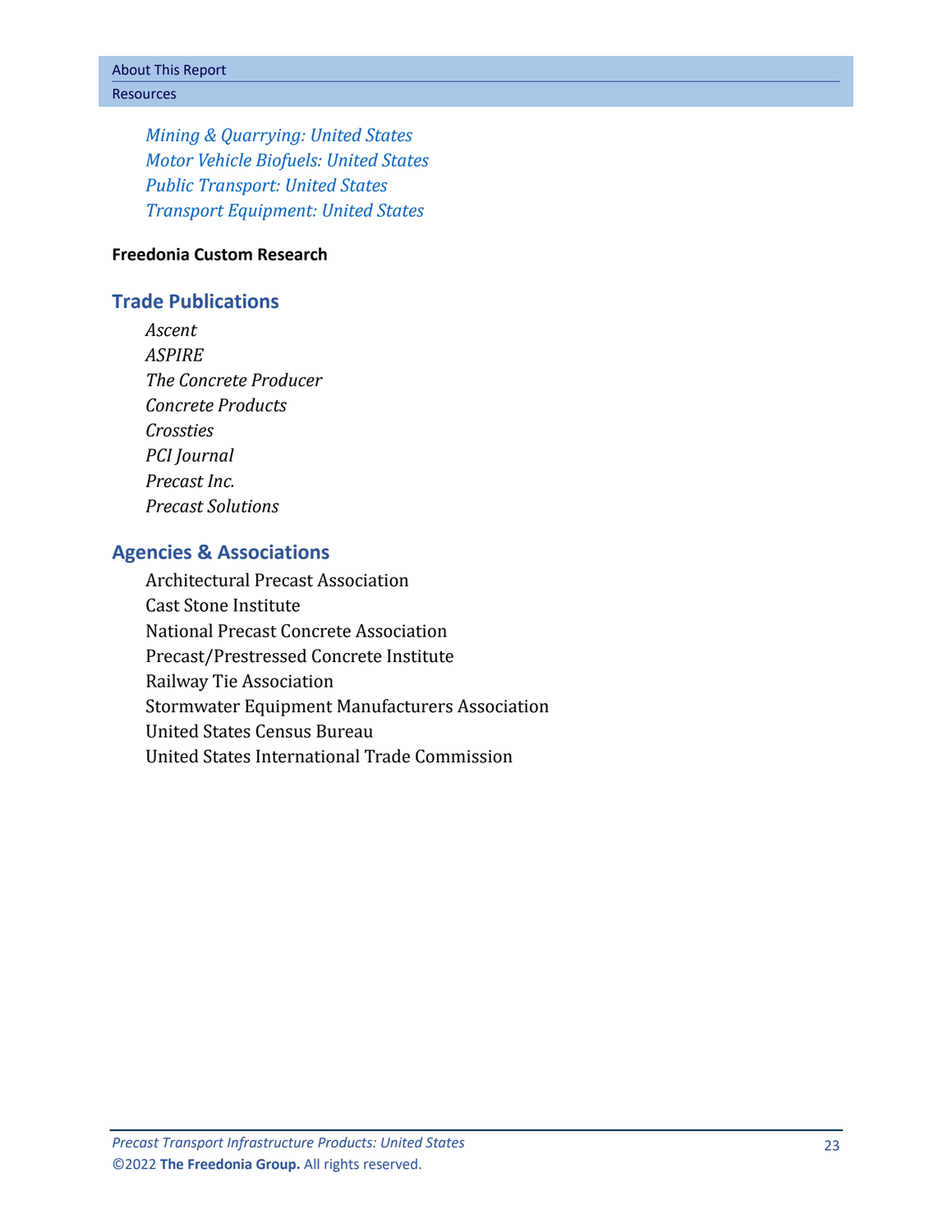*Mining & Quarrying: United States*
*Motor Vehicle Biofuels: United States*
*Public Transport: United States*
*Transport Equipment: United States*

**Freedonia Custom Research**

## Trade Publications

*Ascent*
*ASPIRE*
*The Concrete Producer*
*Concrete Products*
*Crossties*
*PCI Journal*
*Precast Inc.*
*Precast Solutions*

## Agencies & Associations

Architectural Precast Association
Cast Stone Institute
National Precast Concrete Association
Precast/Prestressed Concrete Institute
Railway Tie Association
Stormwater Equipment Manufacturers Association
United States Census Bureau
United States International Trade Commission